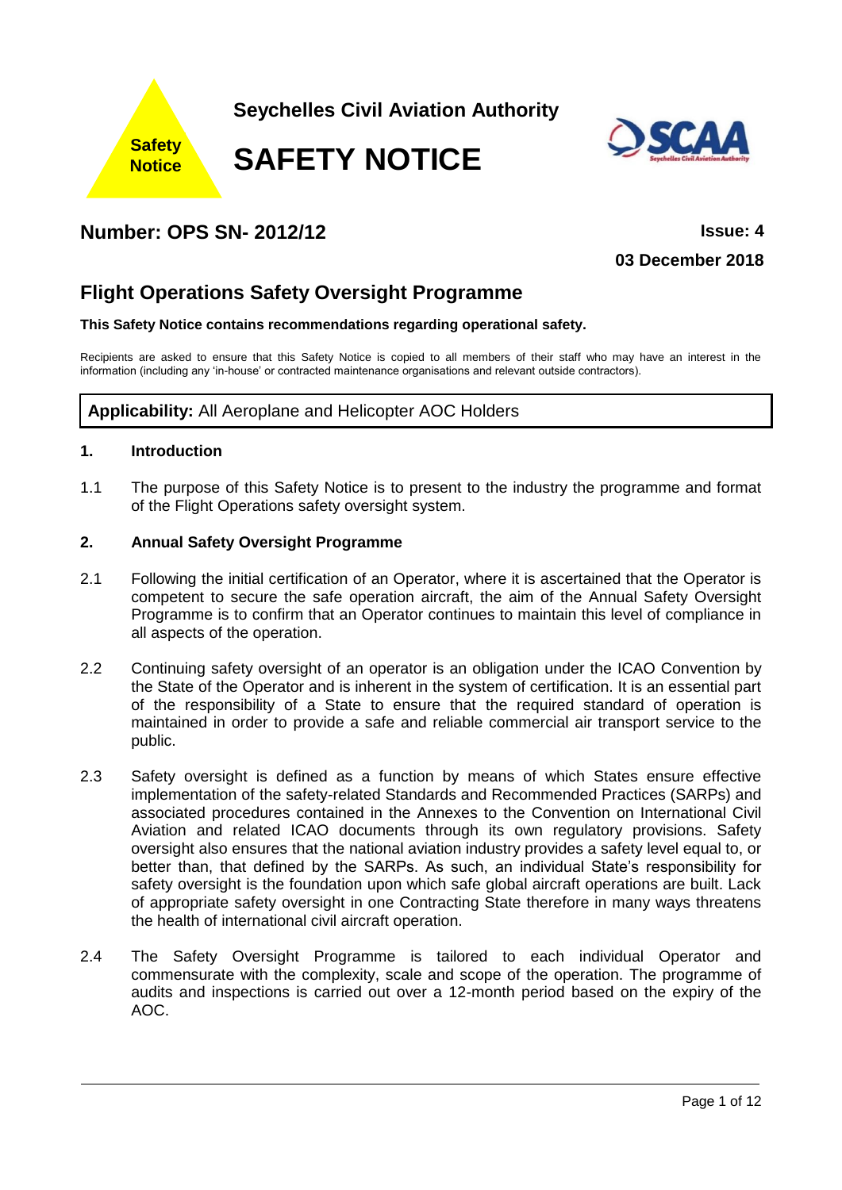Safety Notice

**Seychelles Civil Aviation Authority**

# SAFETY NOTICE

SCAA

## Number: OPS SN- 2012/12

**Issue: 4**

**03 December 2018**

## Flight Operations Safety Oversight Programme

**This Safety Notice contains recommendations regarding operational safety.**

Recipients are asked to ensure that this Safety Notice is copied to all members of their staff who may have an interest in the information (including any 'in-house' or contracted maintenance organisations and relevant outside contractors).

**Applicability:** All Aeroplane and Helicopter AOC Holders

### 1. Introduction

1.1 The purpose of this Safety Notice is to present to the industry the programme and format of the Flight Operations safety oversight system.

### 2. Annual Safety Oversight Programme

2.1 Following the initial certification of an Operator, where it is ascertained that the Operator is competent to secure the safe operation aircraft, the aim of the Annual Safety Oversight Programme is to confirm that an Operator continues to maintain this level of compliance in all aspects of the operation.

2.2 Continuing safety oversight of an operator is an obligation under the ICAO Convention by the State of the Operator and is inherent in the system of certification. It is an essential part of the responsibility of a State to ensure that the required standard of operation is maintained in order to provide a safe and reliable commercial air transport service to the public.

2.3 Safety oversight is defined as a function by means of which States ensure effective implementation of the safety-related Standards and Recommended Practices (SARPs) and associated procedures contained in the Annexes to the Convention on International Civil Aviation and related ICAO documents through its own regulatory provisions. Safety oversight also ensures that the national aviation industry provides a safety level equal to, or better than, that defined by the SARPs. As such, an individual State's responsibility for safety oversight is the foundation upon which safe global aircraft operations are built. Lack of appropriate safety oversight in one Contracting State therefore in many ways threatens the health of international civil aircraft operation.

2.4 The Safety Oversight Programme is tailored to each individual Operator and commensurate with the complexity, scale and scope of the operation. The programme of audits and inspections is carried out over a 12-month period based on the expiry of the AOC.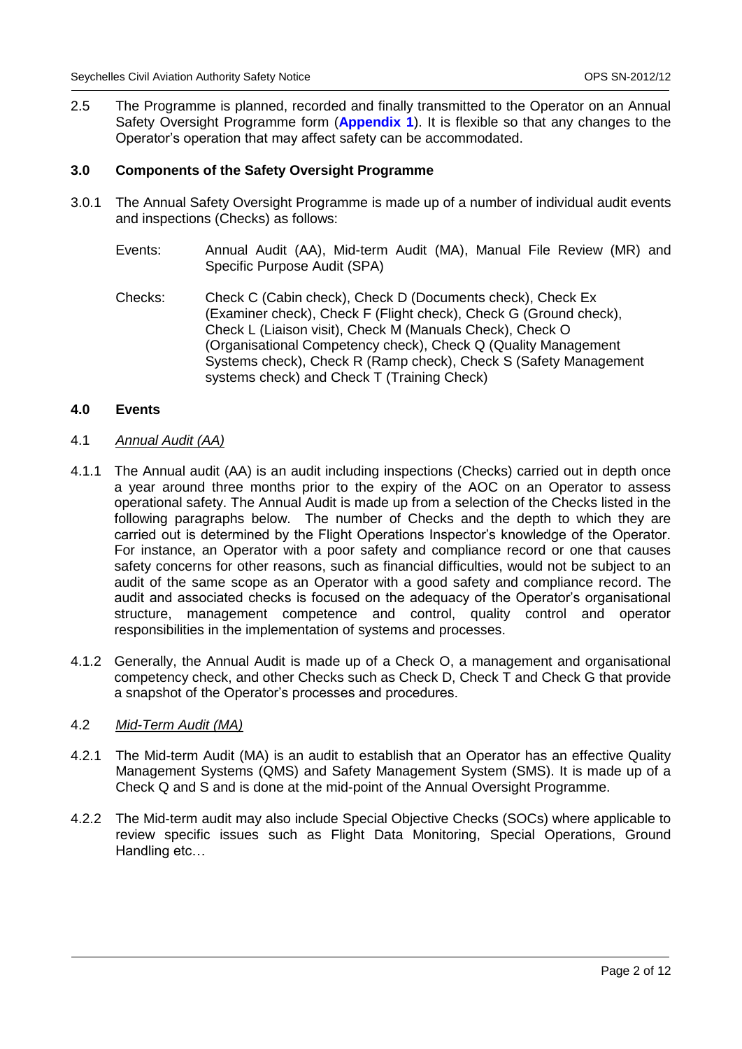2.5 The Programme is planned, recorded and finally transmitted to the Operator on an Annual Safety Oversight Programme form (**Appendix 1**). It is flexible so that any changes to the Operator's operation that may affect safety can be accommodated.

## 3.0 Components of the Safety Oversight Programme

3.0.1 The Annual Safety Oversight Programme is made up of a number of individual audit events and inspections (Checks) as follows:

Events: Annual Audit (AA), Mid-term Audit (MA), Manual File Review (MR) and Specific Purpose Audit (SPA)

Checks: Check C (Cabin check), Check D (Documents check), Check Ex (Examiner check), Check F (Flight check), Check G (Ground check), Check L (Liaison visit), Check M (Manuals Check), Check O (Organisational Competency check), Check Q (Quality Management Systems check), Check R (Ramp check), Check S (Safety Management systems check) and Check T (Training Check)

## 4.0 Events

### 4.1 *Annual Audit (AA)*

4.1.1 The Annual audit (AA) is an audit including inspections (Checks) carried out in depth once a year around three months prior to the expiry of the AOC on an Operator to assess operational safety. The Annual Audit is made up from a selection of the Checks listed in the following paragraphs below. The number of Checks and the depth to which they are carried out is determined by the Flight Operations Inspector's knowledge of the Operator. For instance, an Operator with a poor safety and compliance record or one that causes safety concerns for other reasons, such as financial difficulties, would not be subject to an audit of the same scope as an Operator with a good safety and compliance record. The audit and associated checks is focused on the adequacy of the Operator's organisational structure, management competence and control, quality control and operator responsibilities in the implementation of systems and processes.

4.1.2 Generally, the Annual Audit is made up of a Check O, a management and organisational competency check, and other Checks such as Check D, Check T and Check G that provide a snapshot of the Operator's processes and procedures.

### 4.2 *Mid-Term Audit (MA)*

4.2.1 The Mid-term Audit (MA) is an audit to establish that an Operator has an effective Quality Management Systems (QMS) and Safety Management System (SMS). It is made up of a Check Q and S and is done at the mid-point of the Annual Oversight Programme.

4.2.2 The Mid-term audit may also include Special Objective Checks (SOCs) where applicable to review specific issues such as Flight Data Monitoring, Special Operations, Ground Handling etc…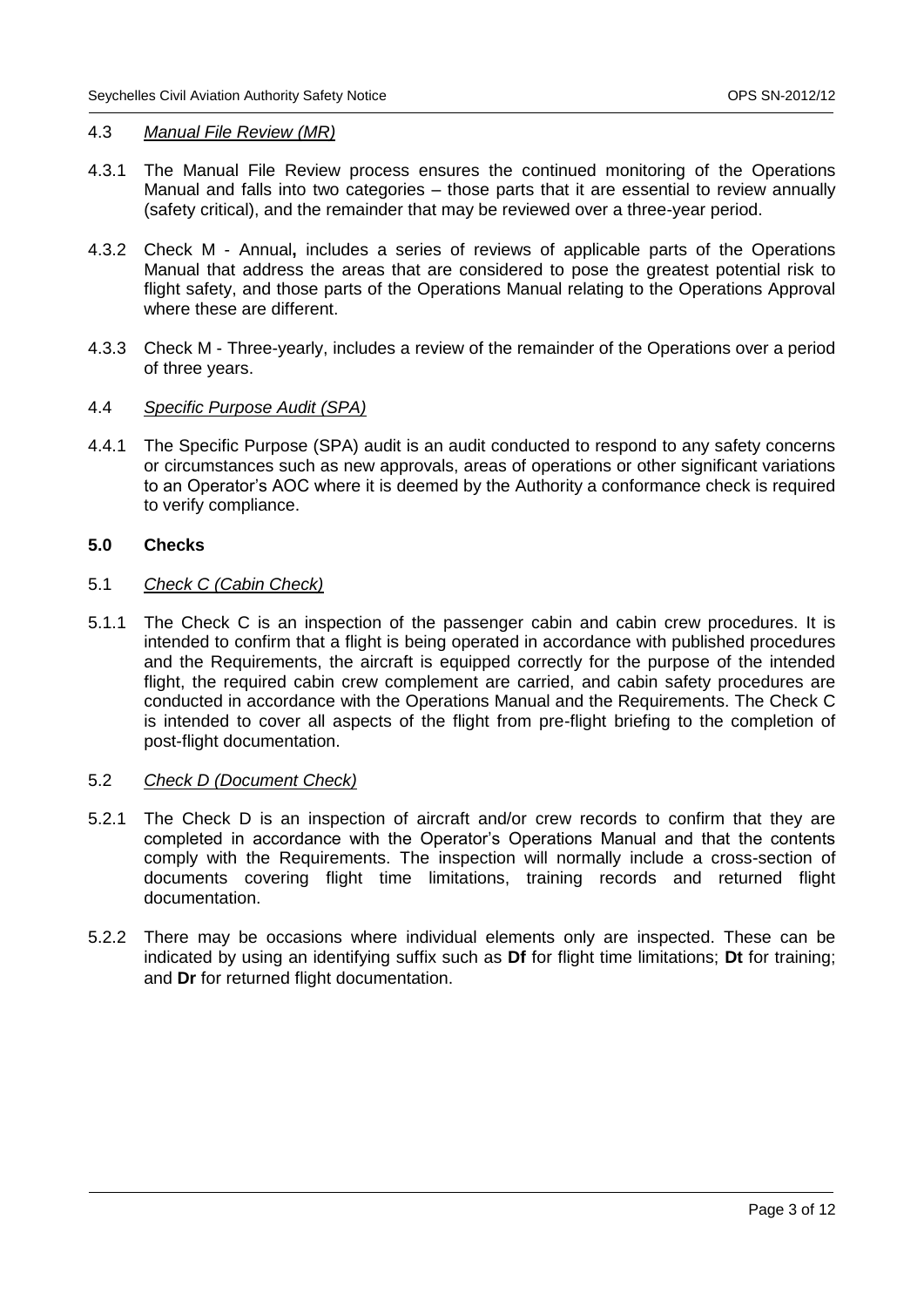### 4.3 *Manual File Review (MR)*

4.3.1 The Manual File Review process ensures the continued monitoring of the Operations Manual and falls into two categories – those parts that it are essential to review annually (safety critical), and the remainder that may be reviewed over a three-year period.

4.3.2 Check M - Annual**,** includes a series of reviews of applicable parts of the Operations Manual that address the areas that are considered to pose the greatest potential risk to flight safety, and those parts of the Operations Manual relating to the Operations Approval where these are different.

4.3.3 Check M - Three-yearly, includes a review of the remainder of the Operations over a period of three years.

### 4.4 *Specific Purpose Audit (SPA)*

4.4.1 The Specific Purpose (SPA) audit is an audit conducted to respond to any safety concerns or circumstances such as new approvals, areas of operations or other significant variations to an Operator's AOC where it is deemed by the Authority a conformance check is required to verify compliance.

## 5.0 Checks

### 5.1 *Check C (Cabin Check)*

5.1.1 The Check C is an inspection of the passenger cabin and cabin crew procedures. It is intended to confirm that a flight is being operated in accordance with published procedures and the Requirements, the aircraft is equipped correctly for the purpose of the intended flight, the required cabin crew complement are carried, and cabin safety procedures are conducted in accordance with the Operations Manual and the Requirements. The Check C is intended to cover all aspects of the flight from pre-flight briefing to the completion of post-flight documentation.

### 5.2 *Check D (Document Check)*

5.2.1 The Check D is an inspection of aircraft and/or crew records to confirm that they are completed in accordance with the Operator's Operations Manual and that the contents comply with the Requirements. The inspection will normally include a cross-section of documents covering flight time limitations, training records and returned flight documentation.

5.2.2 There may be occasions where individual elements only are inspected. These can be indicated by using an identifying suffix such as **Df** for flight time limitations; **Dt** for training; and **Dr** for returned flight documentation.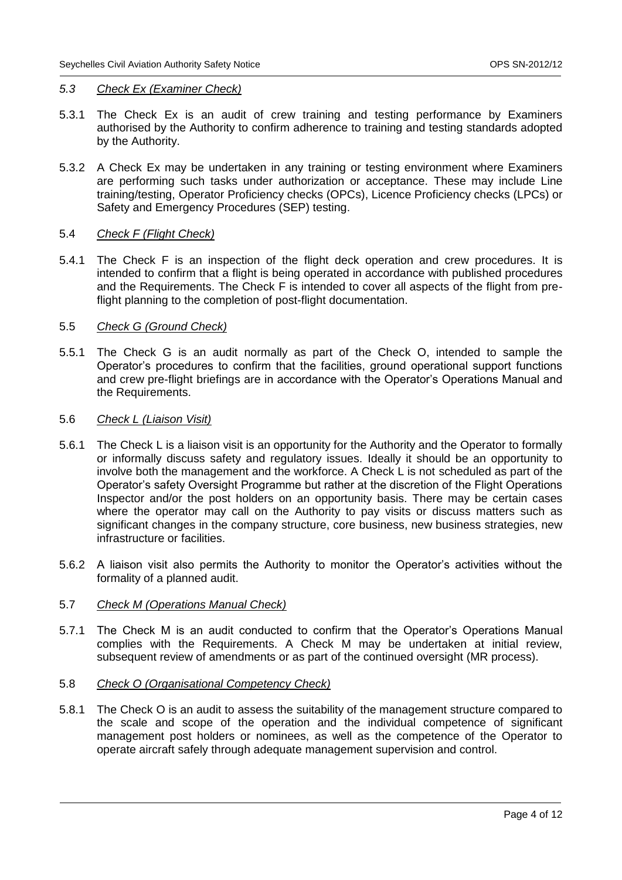### *5.3 Check Ex (Examiner Check)*

5.3.1 The Check Ex is an audit of crew training and testing performance by Examiners authorised by the Authority to confirm adherence to training and testing standards adopted by the Authority.

5.3.2 A Check Ex may be undertaken in any training or testing environment where Examiners are performing such tasks under authorization or acceptance. These may include Line training/testing, Operator Proficiency checks (OPCs), Licence Proficiency checks (LPCs) or Safety and Emergency Procedures (SEP) testing.

### 5.4 *Check F (Flight Check)*

5.4.1 The Check F is an inspection of the flight deck operation and crew procedures. It is intended to confirm that a flight is being operated in accordance with published procedures and the Requirements. The Check F is intended to cover all aspects of the flight from pre-flight planning to the completion of post-flight documentation.

### 5.5 *Check G (Ground Check)*

5.5.1 The Check G is an audit normally as part of the Check O, intended to sample the Operator's procedures to confirm that the facilities, ground operational support functions and crew pre-flight briefings are in accordance with the Operator's Operations Manual and the Requirements.

### 5.6 *Check L (Liaison Visit)*

5.6.1 The Check L is a liaison visit is an opportunity for the Authority and the Operator to formally or informally discuss safety and regulatory issues. Ideally it should be an opportunity to involve both the management and the workforce. A Check L is not scheduled as part of the Operator's safety Oversight Programme but rather at the discretion of the Flight Operations Inspector and/or the post holders on an opportunity basis. There may be certain cases where the operator may call on the Authority to pay visits or discuss matters such as significant changes in the company structure, core business, new business strategies, new infrastructure or facilities.

5.6.2 A liaison visit also permits the Authority to monitor the Operator's activities without the formality of a planned audit.

### 5.7 *Check M (Operations Manual Check)*

5.7.1 The Check M is an audit conducted to confirm that the Operator's Operations Manual complies with the Requirements. A Check M may be undertaken at initial review, subsequent review of amendments or as part of the continued oversight (MR process).

### 5.8 *Check O (Organisational Competency Check)*

5.8.1 The Check O is an audit to assess the suitability of the management structure compared to the scale and scope of the operation and the individual competence of significant management post holders or nominees, as well as the competence of the Operator to operate aircraft safely through adequate management supervision and control.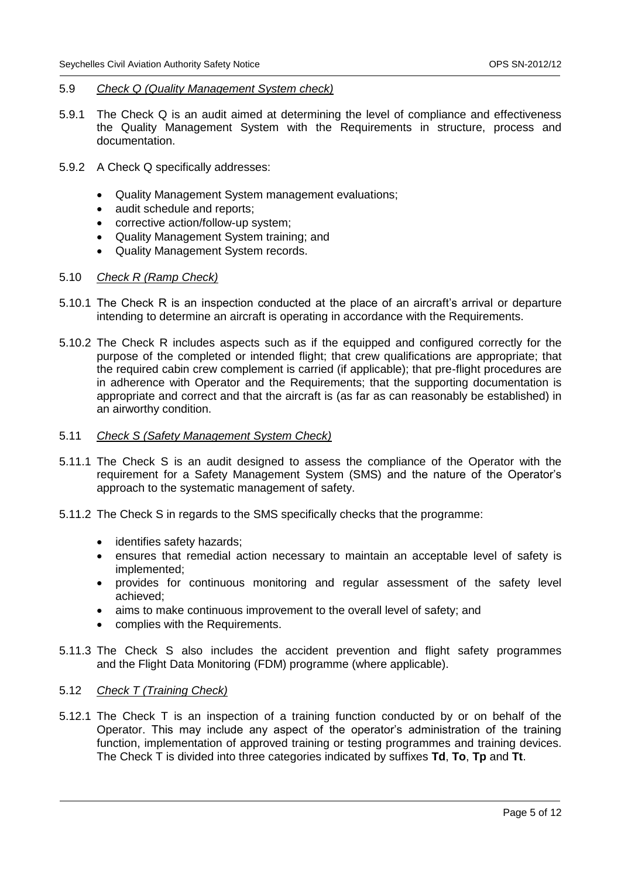### 5.9 *Check Q (Quality Management System check)*

5.9.1 The Check Q is an audit aimed at determining the level of compliance and effectiveness the Quality Management System with the Requirements in structure, process and documentation.

5.9.2 A Check Q specifically addresses:

- Quality Management System management evaluations;
- audit schedule and reports;
- corrective action/follow-up system;
- Quality Management System training; and
- Quality Management System records.

### 5.10 *Check R (Ramp Check)*

5.10.1 The Check R is an inspection conducted at the place of an aircraft's arrival or departure intending to determine an aircraft is operating in accordance with the Requirements.

5.10.2 The Check R includes aspects such as if the equipped and configured correctly for the purpose of the completed or intended flight; that crew qualifications are appropriate; that the required cabin crew complement is carried (if applicable); that pre-flight procedures are in adherence with Operator and the Requirements; that the supporting documentation is appropriate and correct and that the aircraft is (as far as can reasonably be established) in an airworthy condition.

### 5.11 *Check S (Safety Management System Check)*

5.11.1 The Check S is an audit designed to assess the compliance of the Operator with the requirement for a Safety Management System (SMS) and the nature of the Operator's approach to the systematic management of safety.

5.11.2 The Check S in regards to the SMS specifically checks that the programme:

- identifies safety hazards;
- ensures that remedial action necessary to maintain an acceptable level of safety is implemented;
- provides for continuous monitoring and regular assessment of the safety level achieved;
- aims to make continuous improvement to the overall level of safety; and
- complies with the Requirements.

5.11.3 The Check S also includes the accident prevention and flight safety programmes and the Flight Data Monitoring (FDM) programme (where applicable).

### 5.12 *Check T (Training Check)*

5.12.1 The Check T is an inspection of a training function conducted by or on behalf of the Operator. This may include any aspect of the operator's administration of the training function, implementation of approved training or testing programmes and training devices. The Check T is divided into three categories indicated by suffixes **Td**, **To**, **Tp** and **Tt**.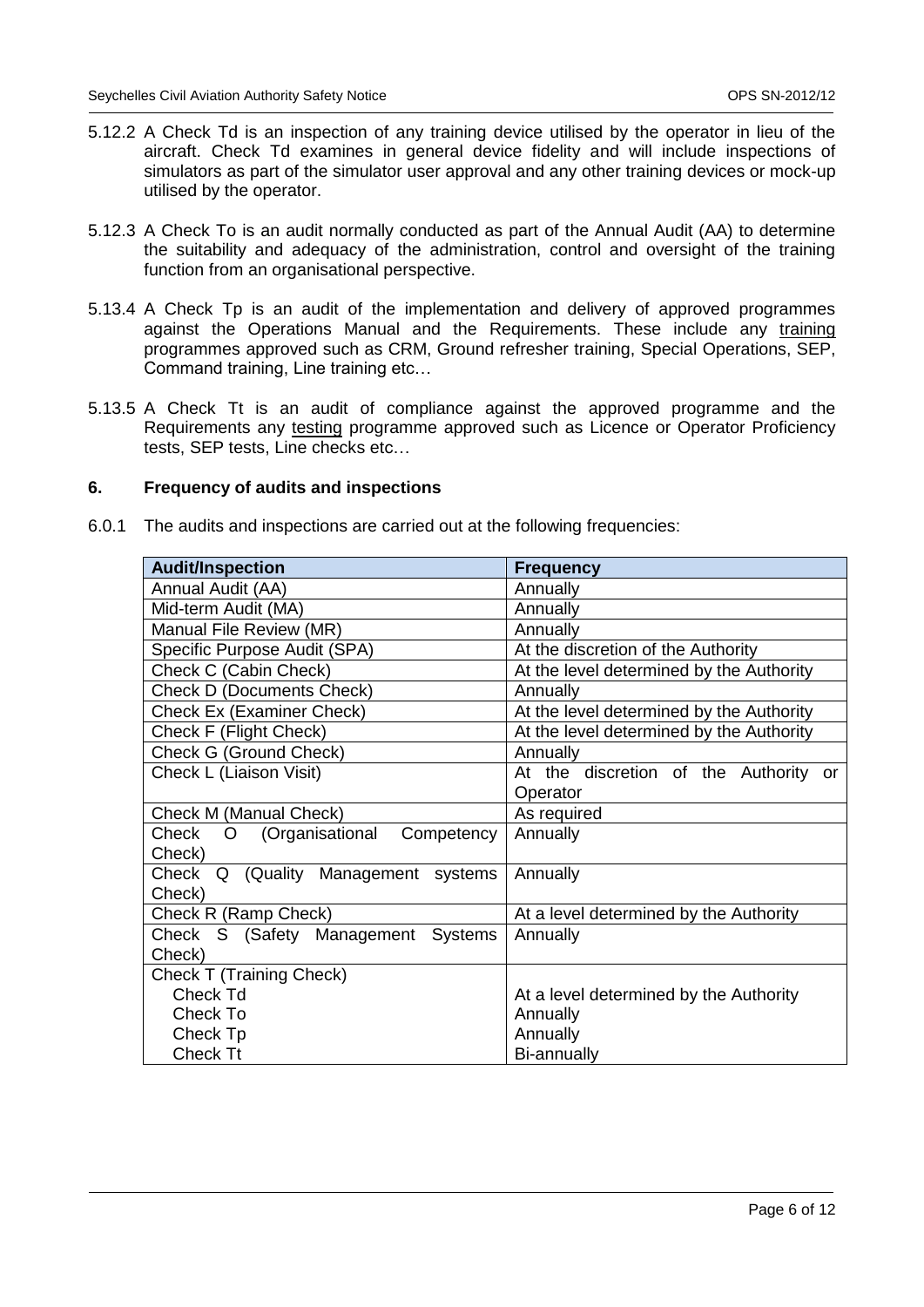5.12.2 A Check Td is an inspection of any training device utilised by the operator in lieu of the aircraft. Check Td examines in general device fidelity and will include inspections of simulators as part of the simulator user approval and any other training devices or mock-up utilised by the operator.

5.12.3 A Check To is an audit normally conducted as part of the Annual Audit (AA) to determine the suitability and adequacy of the administration, control and oversight of the training function from an organisational perspective.

5.13.4 A Check Tp is an audit of the implementation and delivery of approved programmes against the Operations Manual and the Requirements. These include any <u>training</u> programmes approved such as CRM, Ground refresher training, Special Operations, SEP, Command training, Line training etc…

5.13.5 A Check Tt is an audit of compliance against the approved programme and the Requirements any <u>testing</u> programme approved such as Licence or Operator Proficiency tests, SEP tests, Line checks etc…

## 6. Frequency of audits and inspections

6.0.1 The audits and inspections are carried out at the following frequencies:

| Audit/Inspection | Frequency |
|---|---|
| Annual Audit (AA) | Annually |
| Mid-term Audit (MA) | Annually |
| Manual File Review (MR) | Annually |
| Specific Purpose Audit (SPA) | At the discretion of the Authority |
| Check C (Cabin Check) | At the level determined by the Authority |
| Check D (Documents Check) | Annually |
| Check Ex (Examiner Check) | At the level determined by the Authority |
| Check F (Flight Check) | At the level determined by the Authority |
| Check G (Ground Check) | Annually |
| Check L (Liaison Visit) | At the discretion of the Authority or Operator |
| Check M (Manual Check) | As required |
| Check O (Organisational Competency Check) | Annually |
| Check Q (Quality Management systems Check) | Annually |
| Check R (Ramp Check) | At a level determined by the Authority |
| Check S (Safety Management Systems Check) | Annually |
| Check T (Training Check) | |
| Check Td | At a level determined by the Authority |
| Check To | Annually |
| Check Tp | Annually |
| Check Tt | Bi-annually |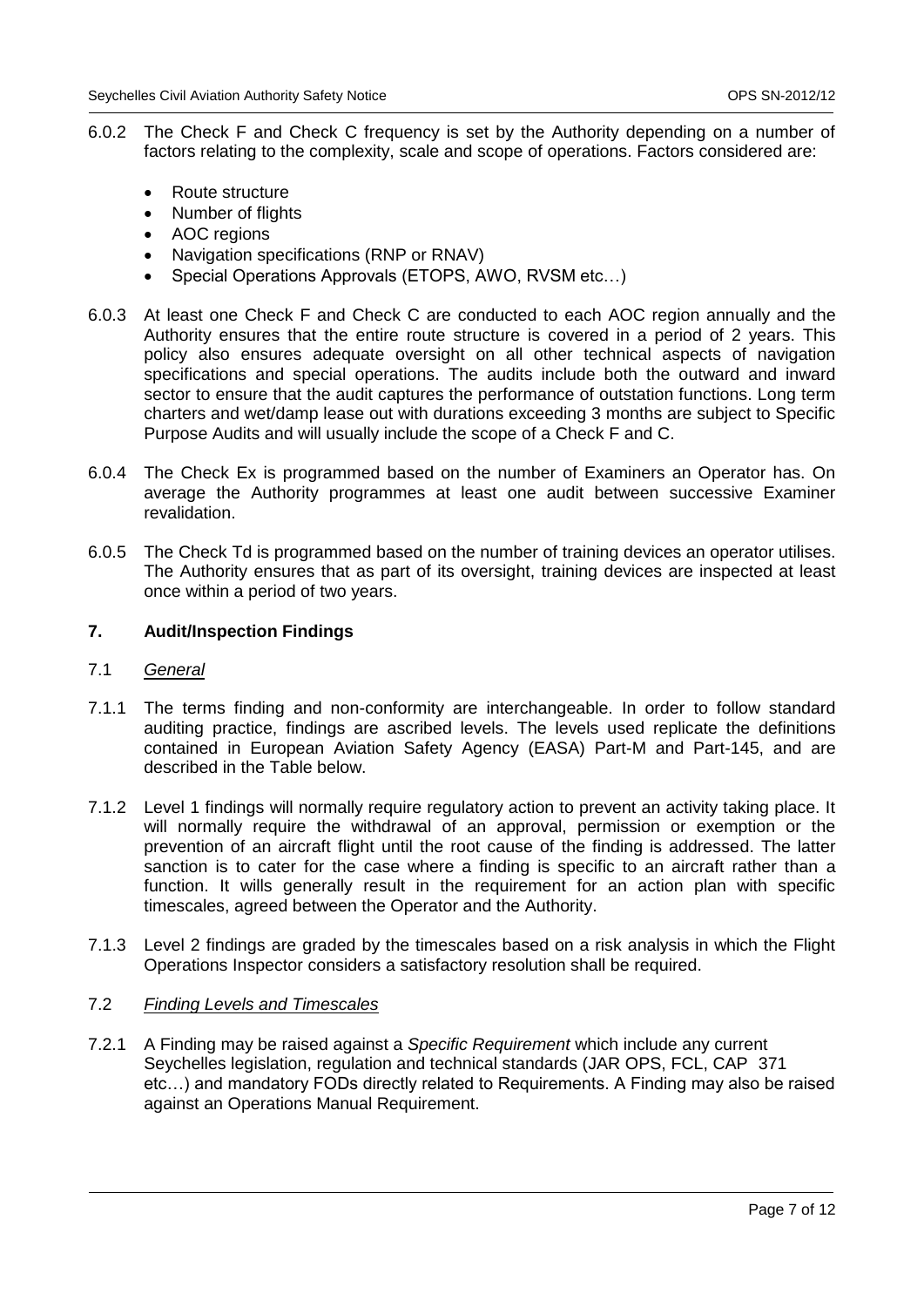6.0.2 The Check F and Check C frequency is set by the Authority depending on a number of factors relating to the complexity, scale and scope of operations. Factors considered are:

- Route structure
- Number of flights
- AOC regions
- Navigation specifications (RNP or RNAV)
- Special Operations Approvals (ETOPS, AWO, RVSM etc…)

6.0.3 At least one Check F and Check C are conducted to each AOC region annually and the Authority ensures that the entire route structure is covered in a period of 2 years. This policy also ensures adequate oversight on all other technical aspects of navigation specifications and special operations. The audits include both the outward and inward sector to ensure that the audit captures the performance of outstation functions. Long term charters and wet/damp lease out with durations exceeding 3 months are subject to Specific Purpose Audits and will usually include the scope of a Check F and C.

6.0.4 The Check Ex is programmed based on the number of Examiners an Operator has. On average the Authority programmes at least one audit between successive Examiner revalidation.

6.0.5 The Check Td is programmed based on the number of training devices an operator utilises. The Authority ensures that as part of its oversight, training devices are inspected at least once within a period of two years.

## 7. Audit/Inspection Findings

7.1 *General*

7.1.1 The terms finding and non-conformity are interchangeable. In order to follow standard auditing practice, findings are ascribed levels. The levels used replicate the definitions contained in European Aviation Safety Agency (EASA) Part-M and Part-145, and are described in the Table below.

7.1.2 Level 1 findings will normally require regulatory action to prevent an activity taking place. It will normally require the withdrawal of an approval, permission or exemption or the prevention of an aircraft flight until the root cause of the finding is addressed. The latter sanction is to cater for the case where a finding is specific to an aircraft rather than a function. It wills generally result in the requirement for an action plan with specific timescales, agreed between the Operator and the Authority.

7.1.3 Level 2 findings are graded by the timescales based on a risk analysis in which the Flight Operations Inspector considers a satisfactory resolution shall be required.

7.2 *Finding Levels and Timescales*

7.2.1 A Finding may be raised against a *Specific Requirement* which include any current Seychelles legislation, regulation and technical standards (JAR OPS, FCL, CAP 371 etc…) and mandatory FODs directly related to Requirements. A Finding may also be raised against an Operations Manual Requirement.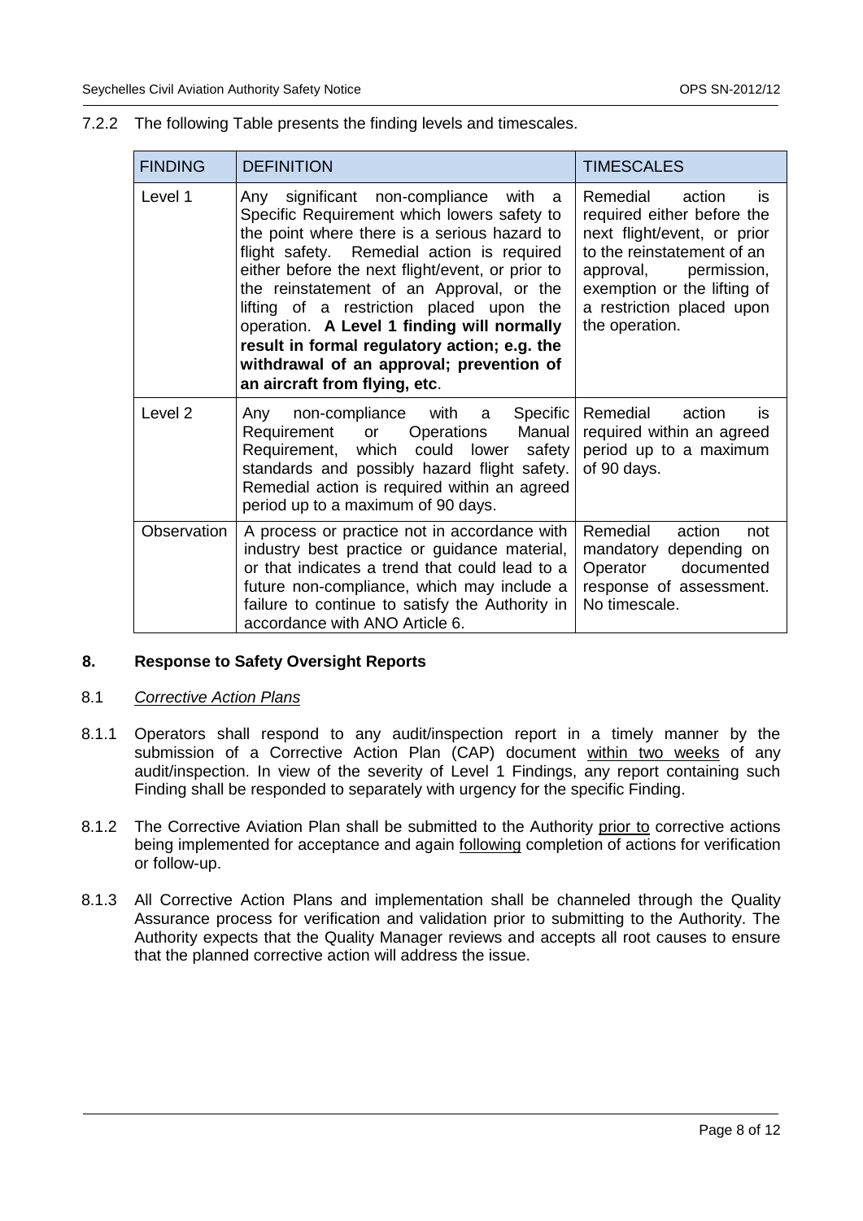7.2.2 The following Table presents the finding levels and timescales.

| FINDING | DEFINITION | TIMESCALES |
|---|---|---|
| Level 1 | Any significant non-compliance with a Specific Requirement which lowers safety to the point where there is a serious hazard to flight safety. Remedial action is required either before the next flight/event, or prior to the reinstatement of an Approval, or the lifting of a restriction placed upon the operation. **A Level 1 finding will normally result in formal regulatory action; e.g. the withdrawal of an approval; prevention of an aircraft from flying, etc**. | Remedial action is required either before the next flight/event, or prior to the reinstatement of an approval, permission, exemption or the lifting of a restriction placed upon the operation. |
| Level 2 | Any non-compliance with a Specific Requirement or Operations Manual Requirement, which could lower safety standards and possibly hazard flight safety. Remedial action is required within an agreed period up to a maximum of 90 days. | Remedial action is required within an agreed period up to a maximum of 90 days. |
| Observation | A process or practice not in accordance with industry best practice or guidance material, or that indicates a trend that could lead to a future non-compliance, which may include a failure to continue to satisfy the Authority in accordance with ANO Article 6. | Remedial action not mandatory depending on Operator documented response of assessment. No timescale. |

## 8. Response to Safety Oversight Reports

### 8.1 *Corrective Action Plans*

8.1.1 Operators shall respond to any audit/inspection report in a timely manner by the submission of a Corrective Action Plan (CAP) document within two weeks of any audit/inspection. In view of the severity of Level 1 Findings, any report containing such Finding shall be responded to separately with urgency for the specific Finding.

8.1.2 The Corrective Aviation Plan shall be submitted to the Authority prior to corrective actions being implemented for acceptance and again following completion of actions for verification or follow-up.

8.1.3 All Corrective Action Plans and implementation shall be channeled through the Quality Assurance process for verification and validation prior to submitting to the Authority. The Authority expects that the Quality Manager reviews and accepts all root causes to ensure that the planned corrective action will address the issue.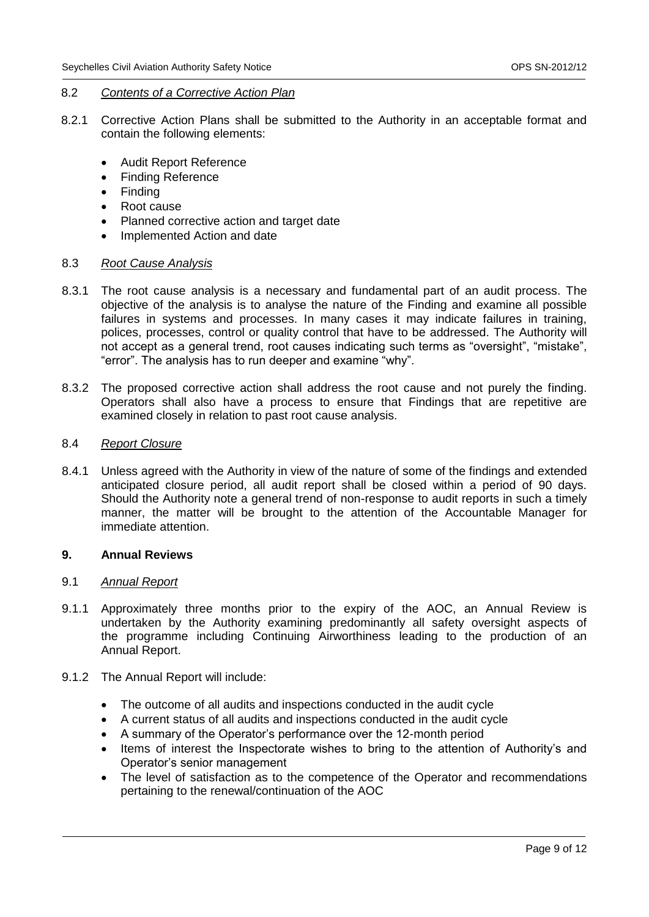### 8.2 *Contents of a Corrective Action Plan*

8.2.1 Corrective Action Plans shall be submitted to the Authority in an acceptable format and contain the following elements:

- Audit Report Reference
- Finding Reference
- Finding
- Root cause
- Planned corrective action and target date
- Implemented Action and date

### 8.3 *Root Cause Analysis*

8.3.1 The root cause analysis is a necessary and fundamental part of an audit process. The objective of the analysis is to analyse the nature of the Finding and examine all possible failures in systems and processes. In many cases it may indicate failures in training, polices, processes, control or quality control that have to be addressed. The Authority will not accept as a general trend, root causes indicating such terms as "oversight", "mistake", "error". The analysis has to run deeper and examine "why".

8.3.2 The proposed corrective action shall address the root cause and not purely the finding. Operators shall also have a process to ensure that Findings that are repetitive are examined closely in relation to past root cause analysis.

### 8.4 *Report Closure*

8.4.1 Unless agreed with the Authority in view of the nature of some of the findings and extended anticipated closure period, all audit report shall be closed within a period of 90 days. Should the Authority note a general trend of non-response to audit reports in such a timely manner, the matter will be brought to the attention of the Accountable Manager for immediate attention.

## 9. Annual Reviews

### 9.1 *Annual Report*

9.1.1 Approximately three months prior to the expiry of the AOC, an Annual Review is undertaken by the Authority examining predominantly all safety oversight aspects of the programme including Continuing Airworthiness leading to the production of an Annual Report.

9.1.2 The Annual Report will include:

- The outcome of all audits and inspections conducted in the audit cycle
- A current status of all audits and inspections conducted in the audit cycle
- A summary of the Operator's performance over the 12-month period
- Items of interest the Inspectorate wishes to bring to the attention of Authority's and Operator's senior management
- The level of satisfaction as to the competence of the Operator and recommendations pertaining to the renewal/continuation of the AOC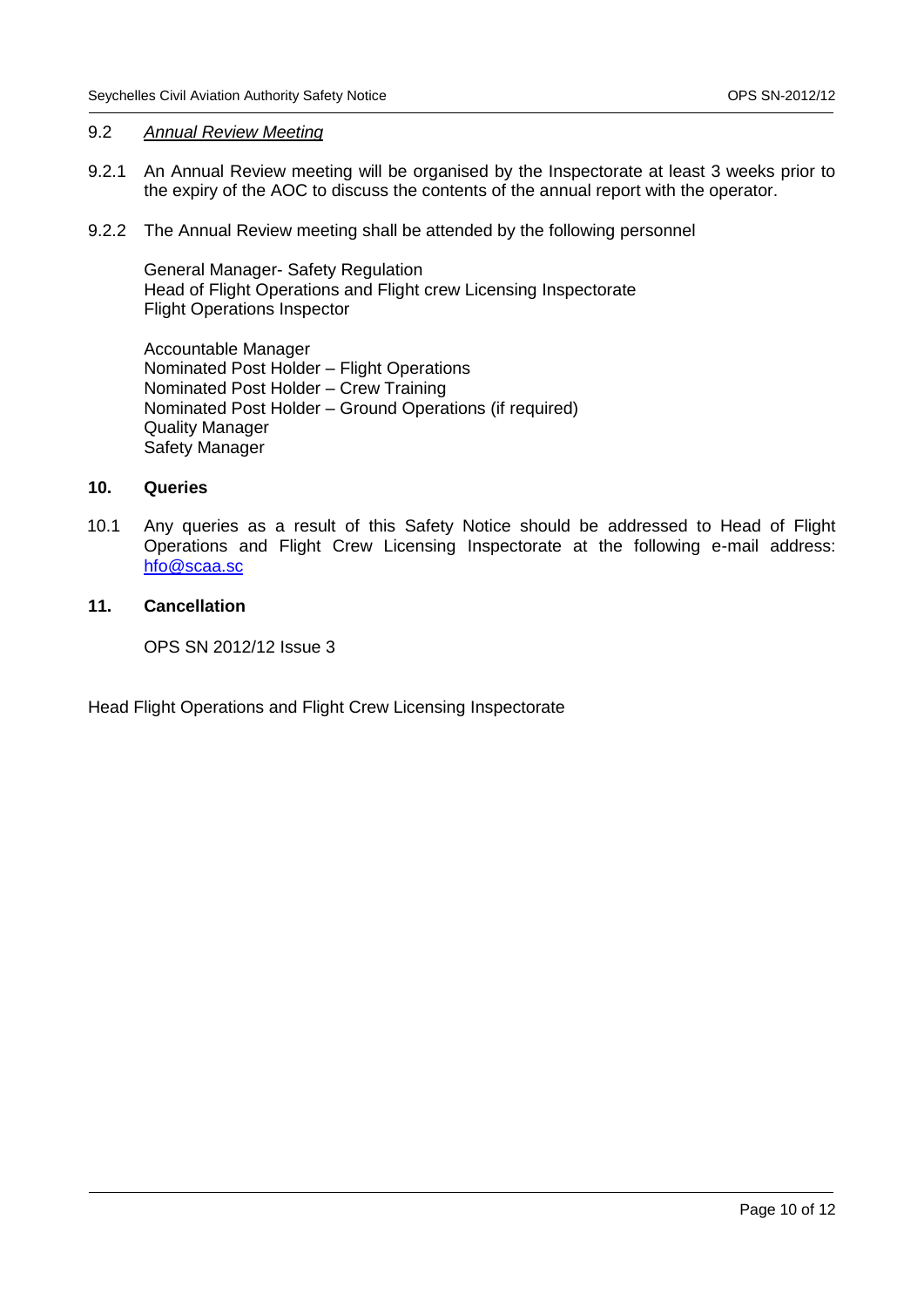### 9.2 *Annual Review Meeting*

9.2.1 An Annual Review meeting will be organised by the Inspectorate at least 3 weeks prior to the expiry of the AOC to discuss the contents of the annual report with the operator.

9.2.2 The Annual Review meeting shall be attended by the following personnel

General Manager- Safety Regulation
Head of Flight Operations and Flight crew Licensing Inspectorate
Flight Operations Inspector

Accountable Manager
Nominated Post Holder – Flight Operations
Nominated Post Holder – Crew Training
Nominated Post Holder – Ground Operations (if required)
Quality Manager
Safety Manager

## 10. Queries

10.1 Any queries as a result of this Safety Notice should be addressed to Head of Flight Operations and Flight Crew Licensing Inspectorate at the following e-mail address: hfo@scaa.sc

## 11. Cancellation

OPS SN 2012/12 Issue 3

Head Flight Operations and Flight Crew Licensing Inspectorate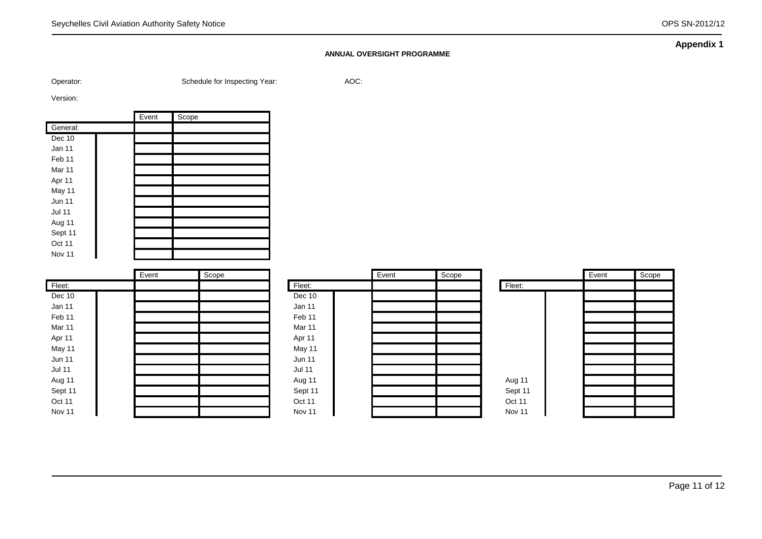**Appendix 1**

**ANNUAL OVERSIGHT PROGRAMME**

Operator: Schedule for Inspecting Year: AOC:

Version:

| | | Event | Scope |
|---|---|---|---|
| General: | | | |
| Dec 10 | | | |
| Jan 11 | | | |
| Feb 11 | | | |
| Mar 11 | | | |
| Apr 11 | | | |
| May 11 | | | |
| Jun 11 | | | |
| Jul 11 | | | |
| Aug 11 | | | |
| Sept 11 | | | |
| Oct 11 | | | |
| Nov 11 | | | |

| | | Event | Scope |
|---|---|---|---|
| Fleet: | | | |
| Dec 10 | | | |
| Jan 11 | | | |
| Feb 11 | | | |
| Mar 11 | | | |
| Apr 11 | | | |
| May 11 | | | |
| Jun 11 | | | |
| Jul 11 | | | |
| Aug 11 | | | |
| Sept 11 | | | |
| Oct 11 | | | |
| Nov 11 | | | |

| | | Event | Scope |
|---|---|---|---|
| Fleet: | | | |
| Dec 10 | | | |
| Jan 11 | | | |
| Feb 11 | | | |
| Mar 11 | | | |
| Apr 11 | | | |
| May 11 | | | |
| Jun 11 | | | |
| Jul 11 | | | |
| Aug 11 | | | |
| Sept 11 | | | |
| Oct 11 | | | |
| Nov 11 | | | |

| | | Event | Scope |
|---|---|---|---|
| Fleet: | | | |
| | | | |
| | | | |
| | | | |
| | | | |
| | | | |
| | | | |
| | | | |
| | | | |
| Aug 11 | | | |
| Sept 11 | | | |
| Oct 11 | | | |
| Nov 11 | | | |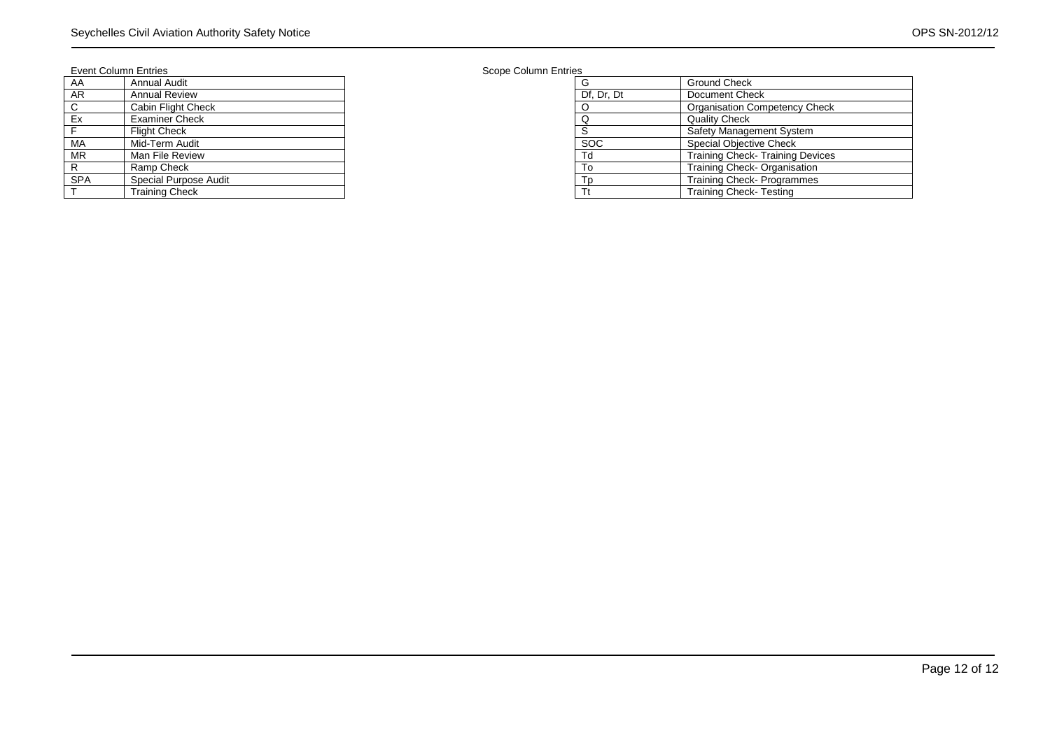Event Column Entries

| | |
|---|---|
| AA | Annual Audit |
| AR | Annual Review |
| C | Cabin Flight Check |
| Ex | Examiner Check |
| F | Flight Check |
| MA | Mid-Term Audit |
| MR | Man File Review |
| R | Ramp Check |
| SPA | Special Purpose Audit |
| T | Training Check |

Scope Column Entries

| | |
|---|---|
| G | Ground Check |
| Df, Dr, Dt | Document Check |
| O | Organisation Competency Check |
| Q | Quality Check |
| S | Safety Management System |
| SOC | Special Objective Check |
| Td | Training Check- Training Devices |
| To | Training Check- Organisation |
| Tp | Training Check- Programmes |
| Tt | Training Check- Testing |